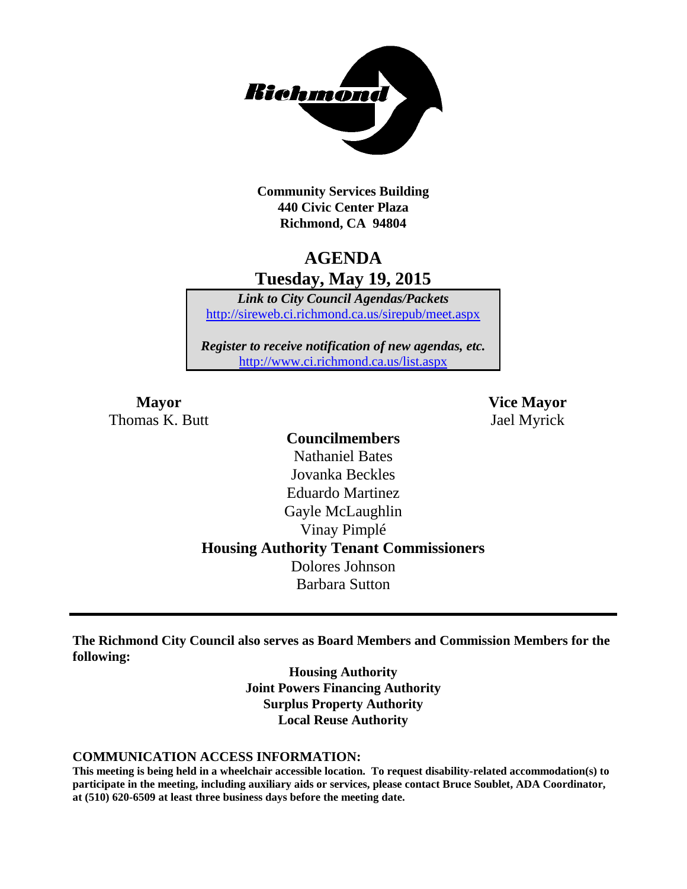**Community Services Building**
**440 Civic Center Plaza**
**Richmond, CA 94804**

# AGENDA

## Tuesday, May 19, 2015

*Link to City Council Agendas/Packets*
http://sireweb.ci.richmond.ca.us/sirepub/meet.aspx

*Register to receive notification of new agendas, etc.*
http://www.ci.richmond.ca.us/list.aspx

**Mayor**
Thomas K. Butt

**Vice Mayor**
Jael Myrick

**Councilmembers**
Nathaniel Bates
Jovanka Beckles
Eduardo Martinez
Gayle McLaughlin
Vinay Pimplé

**Housing Authority Tenant Commissioners**
Dolores Johnson
Barbara Sutton

---

**The Richmond City Council also serves as Board Members and Commission Members for the following:**

**Housing Authority**
**Joint Powers Financing Authority**
**Surplus Property Authority**
**Local Reuse Authority**

**COMMUNICATION ACCESS INFORMATION:**

**This meeting is being held in a wheelchair accessible location. To request disability-related accommodation(s) to participate in the meeting, including auxiliary aids or services, please contact Bruce Soublet, ADA Coordinator, at (510) 620-6509 at least three business days before the meeting date.**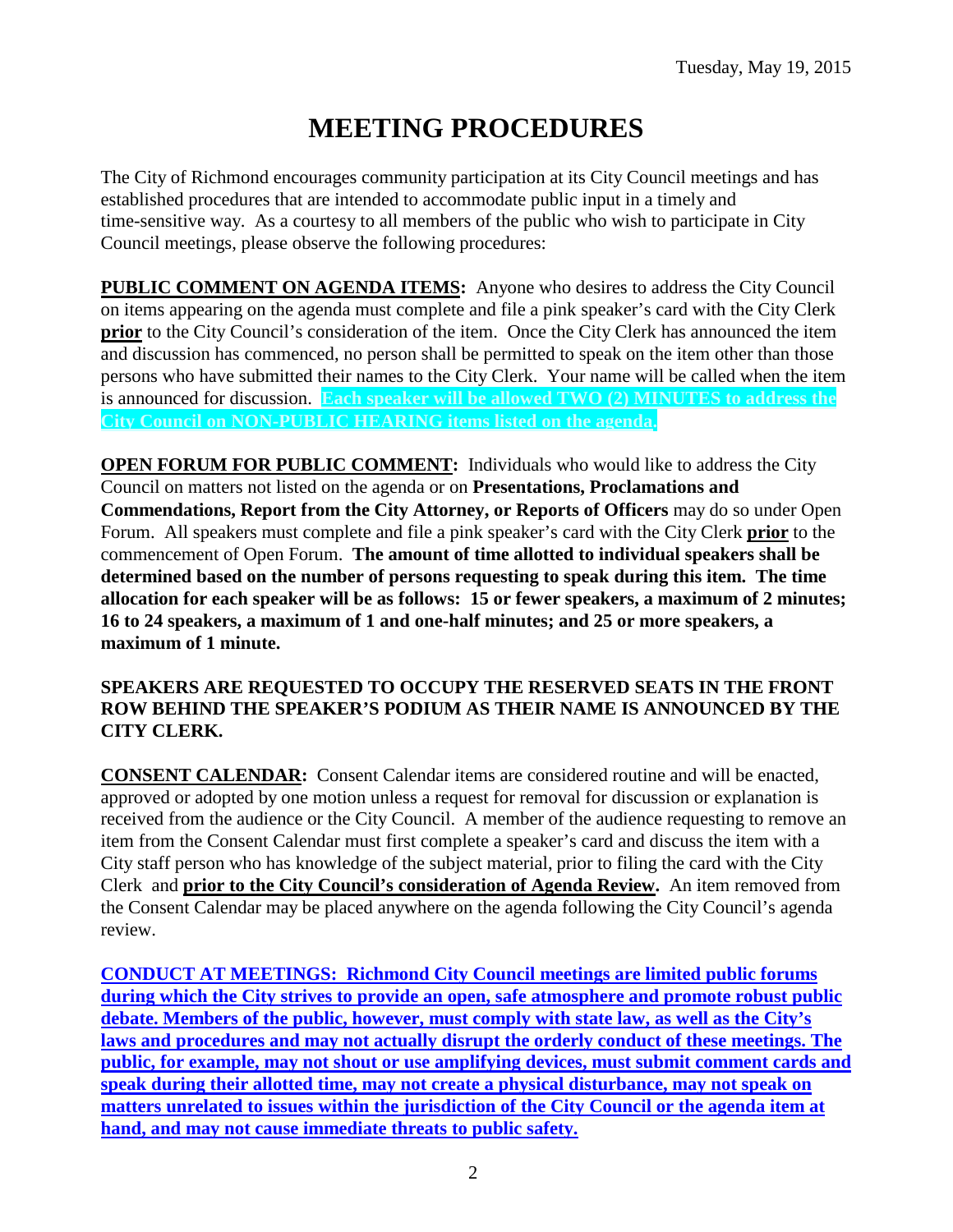Tuesday, May 19, 2015

# MEETING PROCEDURES

The City of Richmond encourages community participation at its City Council meetings and has established procedures that are intended to accommodate public input in a timely and time-sensitive way. As a courtesy to all members of the public who wish to participate in City Council meetings, please observe the following procedures:

**PUBLIC COMMENT ON AGENDA ITEMS:** Anyone who desires to address the City Council on items appearing on the agenda must complete and file a pink speaker's card with the City Clerk **prior** to the City Council's consideration of the item. Once the City Clerk has announced the item and discussion has commenced, no person shall be permitted to speak on the item other than those persons who have submitted their names to the City Clerk. Your name will be called when the item is announced for discussion. **Each speaker will be allowed TWO (2) MINUTES to address the City Council on NON-PUBLIC HEARING items listed on the agenda.**

**OPEN FORUM FOR PUBLIC COMMENT:** Individuals who would like to address the City Council on matters not listed on the agenda or on **Presentations, Proclamations and Commendations, Report from the City Attorney, or Reports of Officers** may do so under Open Forum. All speakers must complete and file a pink speaker's card with the City Clerk **prior** to the commencement of Open Forum. **The amount of time allotted to individual speakers shall be determined based on the number of persons requesting to speak during this item. The time allocation for each speaker will be as follows: 15 or fewer speakers, a maximum of 2 minutes; 16 to 24 speakers, a maximum of 1 and one-half minutes; and 25 or more speakers, a maximum of 1 minute.**

**SPEAKERS ARE REQUESTED TO OCCUPY THE RESERVED SEATS IN THE FRONT ROW BEHIND THE SPEAKER'S PODIUM AS THEIR NAME IS ANNOUNCED BY THE CITY CLERK.**

**CONSENT CALENDAR:** Consent Calendar items are considered routine and will be enacted, approved or adopted by one motion unless a request for removal for discussion or explanation is received from the audience or the City Council. A member of the audience requesting to remove an item from the Consent Calendar must first complete a speaker's card and discuss the item with a City staff person who has knowledge of the subject material, prior to filing the card with the City Clerk and **prior to the City Council's consideration of Agenda Review.** An item removed from the Consent Calendar may be placed anywhere on the agenda following the City Council's agenda review.

**CONDUCT AT MEETINGS: Richmond City Council meetings are limited public forums during which the City strives to provide an open, safe atmosphere and promote robust public debate. Members of the public, however, must comply with state law, as well as the City's laws and procedures and may not actually disrupt the orderly conduct of these meetings. The public, for example, may not shout or use amplifying devices, must submit comment cards and speak during their allotted time, may not create a physical disturbance, may not speak on matters unrelated to issues within the jurisdiction of the City Council or the agenda item at hand, and may not cause immediate threats to public safety.**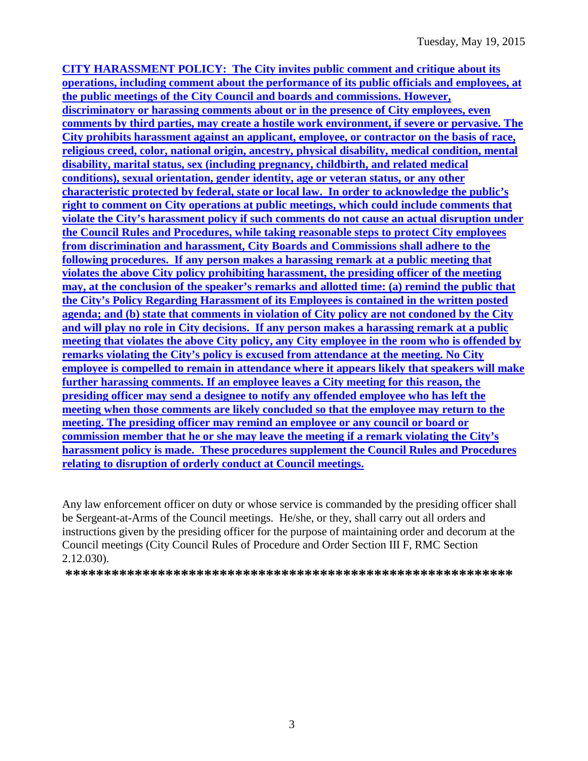**CITY HARASSMENT POLICY: The City invites public comment and critique about its operations, including comment about the performance of its public officials and employees, at the public meetings of the City Council and boards and commissions. However, discriminatory or harassing comments about or in the presence of City employees, even comments by third parties, may create a hostile work environment, if severe or pervasive. The City prohibits harassment against an applicant, employee, or contractor on the basis of race, religious creed, color, national origin, ancestry, physical disability, medical condition, mental disability, marital status, sex (including pregnancy, childbirth, and related medical conditions), sexual orientation, gender identity, age or veteran status, or any other characteristic protected by federal, state or local law. In order to acknowledge the public's right to comment on City operations at public meetings, which could include comments that violate the City's harassment policy if such comments do not cause an actual disruption under the Council Rules and Procedures, while taking reasonable steps to protect City employees from discrimination and harassment, City Boards and Commissions shall adhere to the following procedures. If any person makes a harassing remark at a public meeting that violates the above City policy prohibiting harassment, the presiding officer of the meeting may, at the conclusion of the speaker's remarks and allotted time: (a) remind the public that the City's Policy Regarding Harassment of its Employees is contained in the written posted agenda; and (b) state that comments in violation of City policy are not condoned by the City and will play no role in City decisions. If any person makes a harassing remark at a public meeting that violates the above City policy, any City employee in the room who is offended by remarks violating the City's policy is excused from attendance at the meeting. No City employee is compelled to remain in attendance where it appears likely that speakers will make further harassing comments. If an employee leaves a City meeting for this reason, the presiding officer may send a designee to notify any offended employee who has left the meeting when those comments are likely concluded so that the employee may return to the meeting. The presiding officer may remind an employee or any council or board or commission member that he or she may leave the meeting if a remark violating the City's harassment policy is made. These procedures supplement the Council Rules and Procedures relating to disruption of orderly conduct at Council meetings.**

Any law enforcement officer on duty or whose service is commanded by the presiding officer shall be Sergeant-at-Arms of the Council meetings. He/she, or they, shall carry out all orders and instructions given by the presiding officer for the purpose of maintaining order and decorum at the Council meetings (City Council Rules of Procedure and Order Section III F, RMC Section 2.12.030).

**\*\*\*\*\*\*\*\*\*\*\*\*\*\*\*\*\*\*\*\*\*\*\*\*\*\*\*\*\*\*\*\*\*\*\*\*\*\*\*\*\*\*\*\*\*\*\*\*\*\*\*\*\*\*\*\*\*\*\***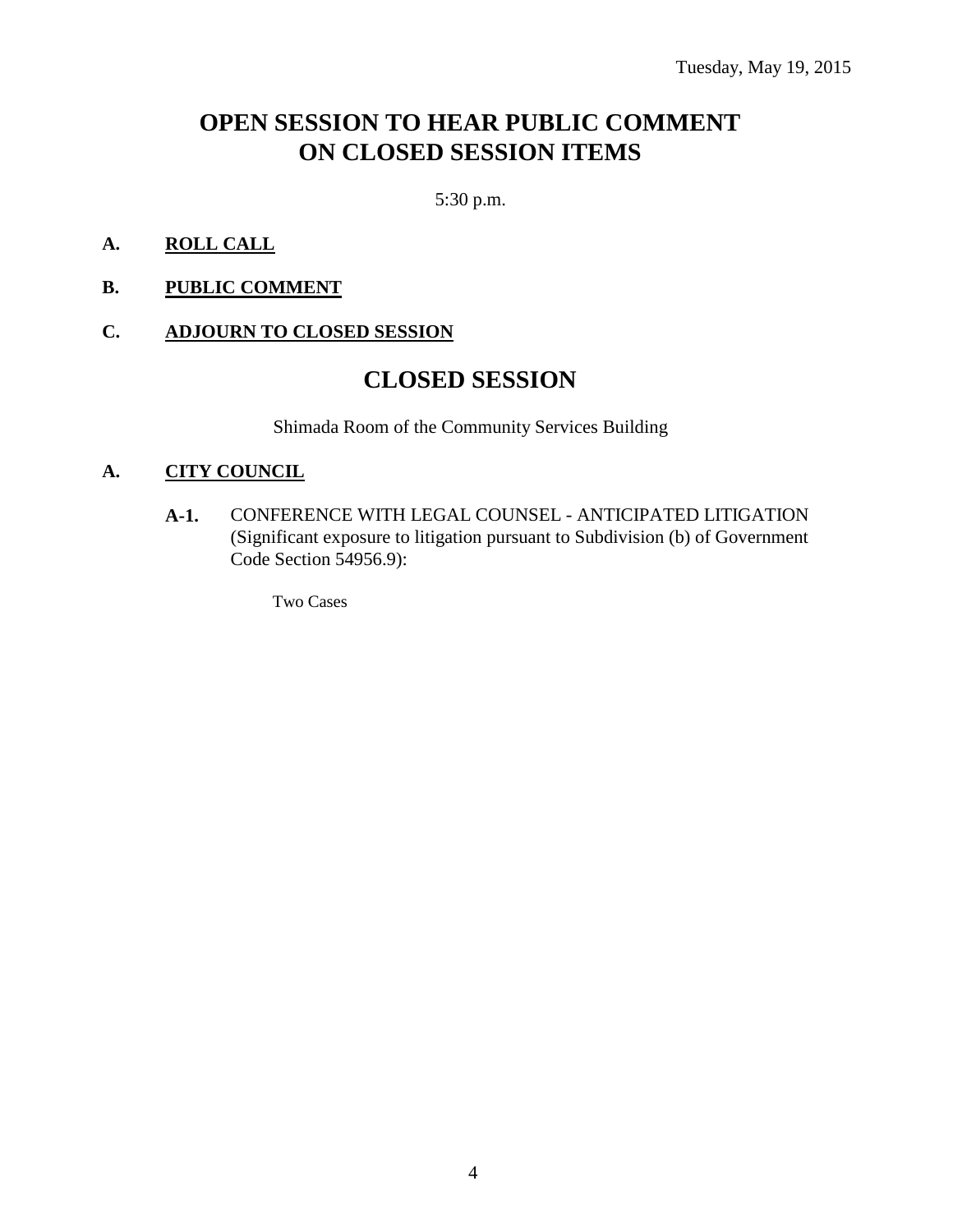Tuesday, May 19, 2015

# OPEN SESSION TO HEAR PUBLIC COMMENT ON CLOSED SESSION ITEMS

5:30 p.m.

**A. ROLL CALL**

**B. PUBLIC COMMENT**

**C. ADJOURN TO CLOSED SESSION**

# CLOSED SESSION

Shimada Room of the Community Services Building

**A. CITY COUNCIL**

**A-1.** CONFERENCE WITH LEGAL COUNSEL - ANTICIPATED LITIGATION (Significant exposure to litigation pursuant to Subdivision (b) of Government Code Section 54956.9):

Two Cases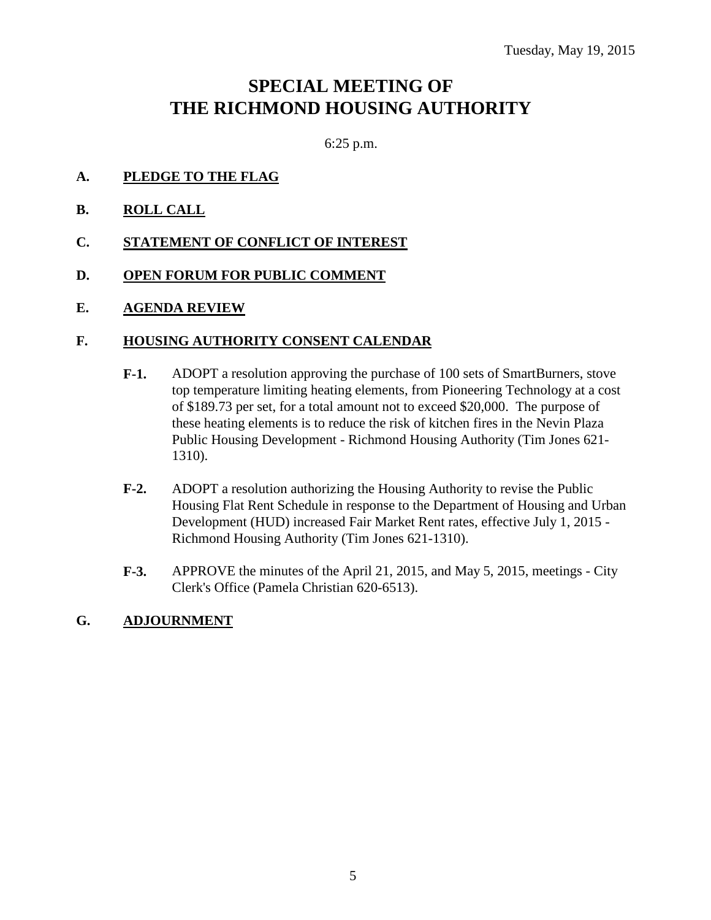Tuesday, May 19, 2015

# SPECIAL MEETING OF THE RICHMOND HOUSING AUTHORITY

6:25 p.m.

**A. PLEDGE TO THE FLAG**

**B. ROLL CALL**

**C. STATEMENT OF CONFLICT OF INTEREST**

**D. OPEN FORUM FOR PUBLIC COMMENT**

**E. AGENDA REVIEW**

**F. HOUSING AUTHORITY CONSENT CALENDAR**

**F-1.** ADOPT a resolution approving the purchase of 100 sets of SmartBurners, stove top temperature limiting heating elements, from Pioneering Technology at a cost of $189.73 per set, for a total amount not to exceed $20,000. The purpose of these heating elements is to reduce the risk of kitchen fires in the Nevin Plaza Public Housing Development - Richmond Housing Authority (Tim Jones 621-1310).

**F-2.** ADOPT a resolution authorizing the Housing Authority to revise the Public Housing Flat Rent Schedule in response to the Department of Housing and Urban Development (HUD) increased Fair Market Rent rates, effective July 1, 2015 - Richmond Housing Authority (Tim Jones 621-1310).

**F-3.** APPROVE the minutes of the April 21, 2015, and May 5, 2015, meetings - City Clerk's Office (Pamela Christian 620-6513).

**G. ADJOURNMENT**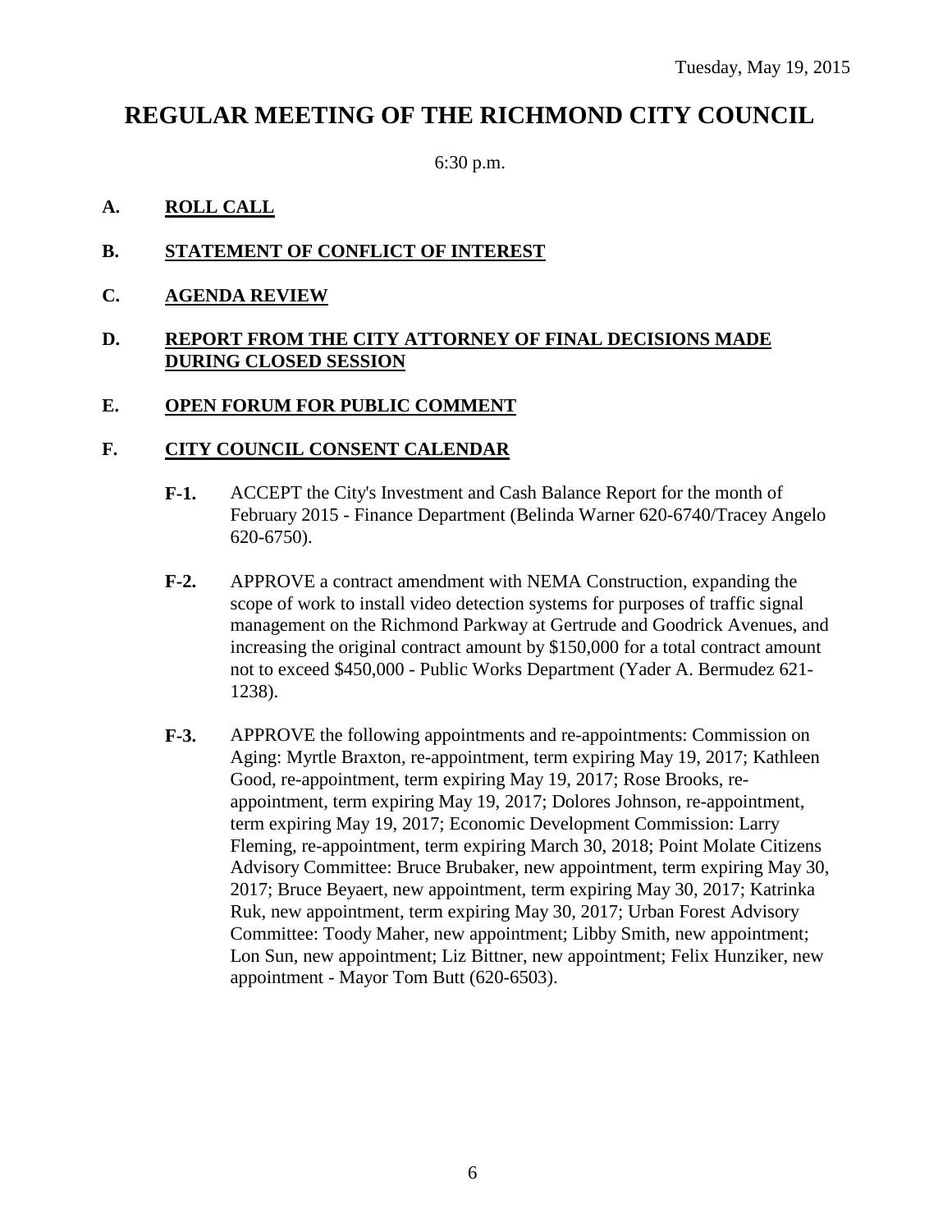Tuesday, May 19, 2015

# REGULAR MEETING OF THE RICHMOND CITY COUNCIL

6:30 p.m.

**A. ROLL CALL**

**B. STATEMENT OF CONFLICT OF INTEREST**

**C. AGENDA REVIEW**

**D. REPORT FROM THE CITY ATTORNEY OF FINAL DECISIONS MADE DURING CLOSED SESSION**

**E. OPEN FORUM FOR PUBLIC COMMENT**

**F. CITY COUNCIL CONSENT CALENDAR**

**F-1.** ACCEPT the City's Investment and Cash Balance Report for the month of February 2015 - Finance Department (Belinda Warner 620-6740/Tracey Angelo 620-6750).

**F-2.** APPROVE a contract amendment with NEMA Construction, expanding the scope of work to install video detection systems for purposes of traffic signal management on the Richmond Parkway at Gertrude and Goodrick Avenues, and increasing the original contract amount by $150,000 for a total contract amount not to exceed $450,000 - Public Works Department (Yader A. Bermudez 621-1238).

**F-3.** APPROVE the following appointments and re-appointments: Commission on Aging: Myrtle Braxton, re-appointment, term expiring May 19, 2017; Kathleen Good, re-appointment, term expiring May 19, 2017; Rose Brooks, re-appointment, term expiring May 19, 2017; Dolores Johnson, re-appointment, term expiring May 19, 2017; Economic Development Commission: Larry Fleming, re-appointment, term expiring March 30, 2018; Point Molate Citizens Advisory Committee: Bruce Brubaker, new appointment, term expiring May 30, 2017; Bruce Beyaert, new appointment, term expiring May 30, 2017; Katrinka Ruk, new appointment, term expiring May 30, 2017; Urban Forest Advisory Committee: Toody Maher, new appointment; Libby Smith, new appointment; Lon Sun, new appointment; Liz Bittner, new appointment; Felix Hunziker, new appointment - Mayor Tom Butt (620-6503).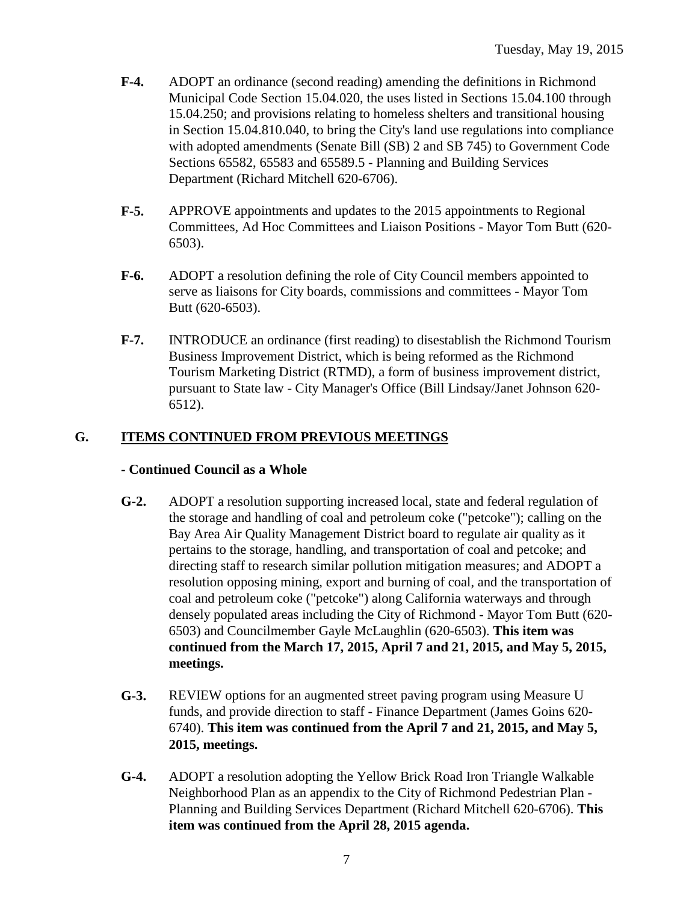- **F-4.** ADOPT an ordinance (second reading) amending the definitions in Richmond Municipal Code Section 15.04.020, the uses listed in Sections 15.04.100 through 15.04.250; and provisions relating to homeless shelters and transitional housing in Section 15.04.810.040, to bring the City's land use regulations into compliance with adopted amendments (Senate Bill (SB) 2 and SB 745) to Government Code Sections 65582, 65583 and 65589.5 - Planning and Building Services Department (Richard Mitchell 620-6706).

- **F-5.** APPROVE appointments and updates to the 2015 appointments to Regional Committees, Ad Hoc Committees and Liaison Positions - Mayor Tom Butt (620-6503).

- **F-6.** ADOPT a resolution defining the role of City Council members appointed to serve as liaisons for City boards, commissions and committees - Mayor Tom Butt (620-6503).

- **F-7.** INTRODUCE an ordinance (first reading) to disestablish the Richmond Tourism Business Improvement District, which is being reformed as the Richmond Tourism Marketing District (RTMD), a form of business improvement district, pursuant to State law - City Manager's Office (Bill Lindsay/Janet Johnson 620-6512).

## G. ITEMS CONTINUED FROM PREVIOUS MEETINGS

**- Continued Council as a Whole**

- **G-2.** ADOPT a resolution supporting increased local, state and federal regulation of the storage and handling of coal and petroleum coke ("petcoke"); calling on the Bay Area Air Quality Management District board to regulate air quality as it pertains to the storage, handling, and transportation of coal and petcoke; and directing staff to research similar pollution mitigation measures; and ADOPT a resolution opposing mining, export and burning of coal, and the transportation of coal and petroleum coke ("petcoke") along California waterways and through densely populated areas including the City of Richmond - Mayor Tom Butt (620-6503) and Councilmember Gayle McLaughlin (620-6503). **This item was continued from the March 17, 2015, April 7 and 21, 2015, and May 5, 2015, meetings.**

- **G-3.** REVIEW options for an augmented street paving program using Measure U funds, and provide direction to staff - Finance Department (James Goins 620-6740). **This item was continued from the April 7 and 21, 2015, and May 5, 2015, meetings.**

- **G-4.** ADOPT a resolution adopting the Yellow Brick Road Iron Triangle Walkable Neighborhood Plan as an appendix to the City of Richmond Pedestrian Plan - Planning and Building Services Department (Richard Mitchell 620-6706). **This item was continued from the April 28, 2015 agenda.**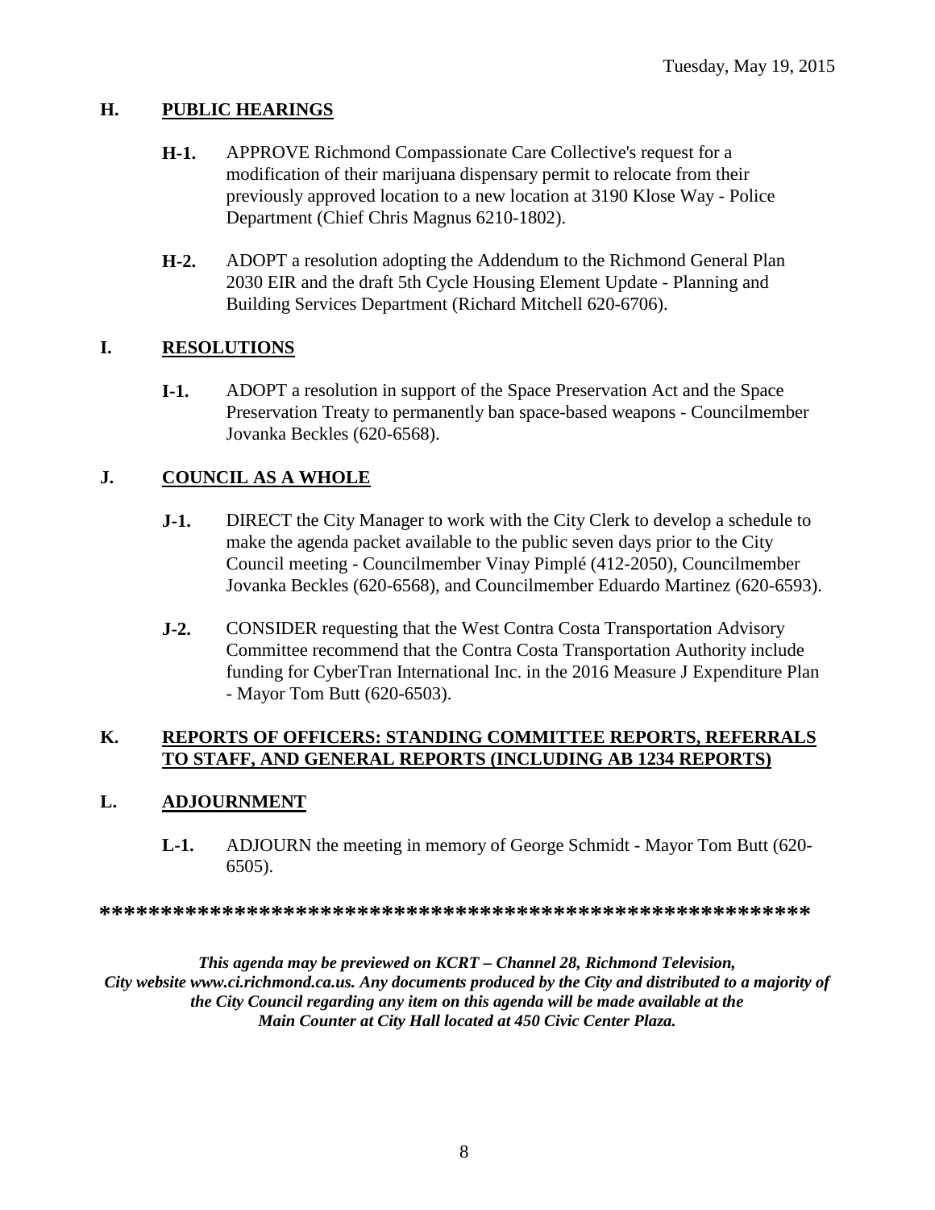## H. PUBLIC HEARINGS

**H-1.** APPROVE Richmond Compassionate Care Collective's request for a modification of their marijuana dispensary permit to relocate from their previously approved location to a new location at 3190 Klose Way - Police Department (Chief Chris Magnus 6210-1802).

**H-2.** ADOPT a resolution adopting the Addendum to the Richmond General Plan 2030 EIR and the draft 5th Cycle Housing Element Update - Planning and Building Services Department (Richard Mitchell 620-6706).

## I. RESOLUTIONS

**I-1.** ADOPT a resolution in support of the Space Preservation Act and the Space Preservation Treaty to permanently ban space-based weapons - Councilmember Jovanka Beckles (620-6568).

## J. COUNCIL AS A WHOLE

**J-1.** DIRECT the City Manager to work with the City Clerk to develop a schedule to make the agenda packet available to the public seven days prior to the City Council meeting - Councilmember Vinay Pimplé (412-2050), Councilmember Jovanka Beckles (620-6568), and Councilmember Eduardo Martinez (620-6593).

**J-2.** CONSIDER requesting that the West Contra Costa Transportation Advisory Committee recommend that the Contra Costa Transportation Authority include funding for CyberTran International Inc. in the 2016 Measure J Expenditure Plan - Mayor Tom Butt (620-6503).

## K. REPORTS OF OFFICERS: STANDING COMMITTEE REPORTS, REFERRALS TO STAFF, AND GENERAL REPORTS (INCLUDING AB 1234 REPORTS)

## L. ADJOURNMENT

**L-1.** ADJOURN the meeting in memory of George Schmidt - Mayor Tom Butt (620-6505).

**\*\*\*\*\*\*\*\*\*\*\*\*\*\*\*\*\*\*\*\*\*\*\*\*\*\*\*\*\*\*\*\*\*\*\*\*\*\*\*\*\*\*\*\*\*\*\*\*\*\*\*\*\*\*\*\*\*\*\*\*\*\*\*\***

***This agenda may be previewed on KCRT – Channel 28, Richmond Television, City website www.ci.richmond.ca.us. Any documents produced by the City and distributed to a majority of the City Council regarding any item on this agenda will be made available at the Main Counter at City Hall located at 450 Civic Center Plaza.***